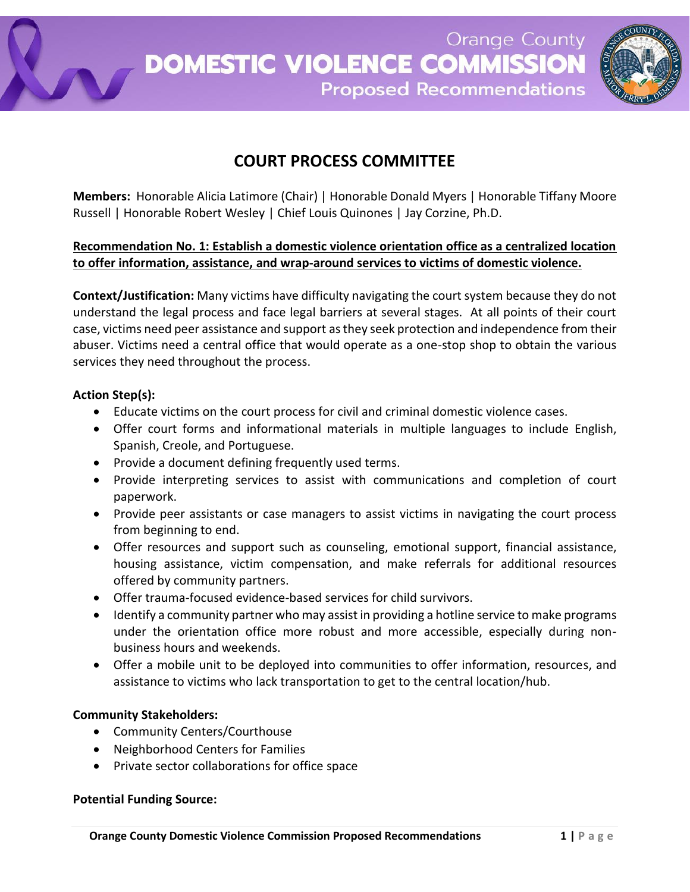# COURT PROCESS COMMITTEE

**Members:** Honorable Alicia Latimore (Chair) | Honorable Donald Myers | Honorable Tiffany Moore Russell | Honorable Robert Wesley | Chief Louis Quinones | Jay Corzine, Ph.D.

**Recommendation No. 1: Establish a domestic violence orientation office as a centralized location to offer information, assistance, and wrap-around services to victims of domestic violence.**

**Context/Justification:** Many victims have difficulty navigating the court system because they do not understand the legal process and face legal barriers at several stages. At all points of their court case, victims need peer assistance and support as they seek protection and independence from their abuser. Victims need a central office that would operate as a one-stop shop to obtain the various services they need throughout the process.

**Action Step(s):**

- Educate victims on the court process for civil and criminal domestic violence cases.
- Offer court forms and informational materials in multiple languages to include English, Spanish, Creole, and Portuguese.
- Provide a document defining frequently used terms.
- Provide interpreting services to assist with communications and completion of court paperwork.
- Provide peer assistants or case managers to assist victims in navigating the court process from beginning to end.
- Offer resources and support such as counseling, emotional support, financial assistance, housing assistance, victim compensation, and make referrals for additional resources offered by community partners.
- Offer trauma-focused evidence-based services for child survivors.
- Identify a community partner who may assist in providing a hotline service to make programs under the orientation office more robust and more accessible, especially during non-business hours and weekends.
- Offer a mobile unit to be deployed into communities to offer information, resources, and assistance to victims who lack transportation to get to the central location/hub.

**Community Stakeholders:**

- Community Centers/Courthouse
- Neighborhood Centers for Families
- Private sector collaborations for office space

**Potential Funding Source:**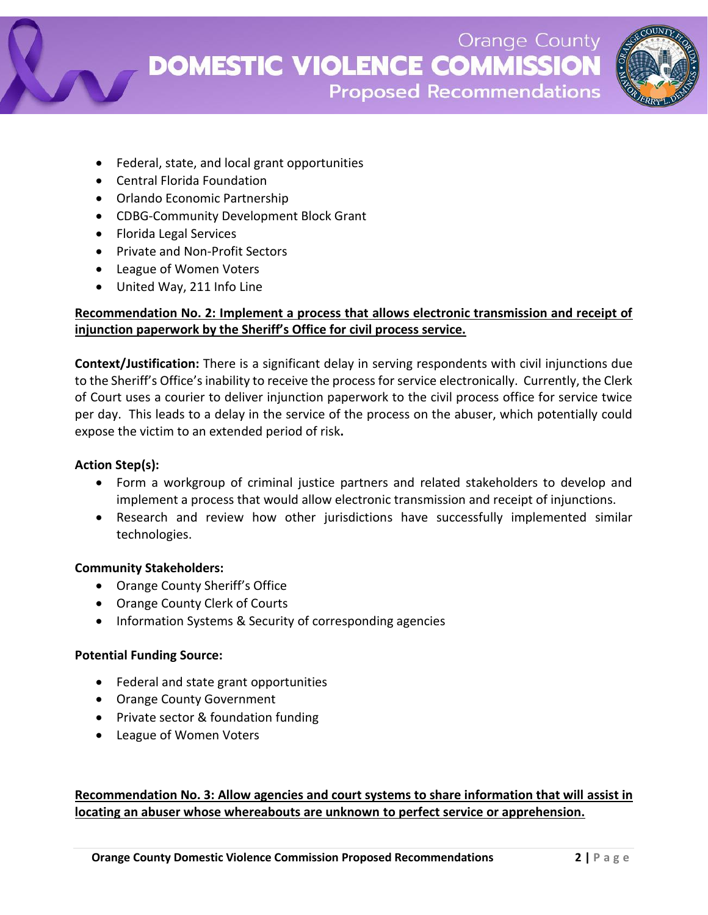- Federal, state, and local grant opportunities
- Central Florida Foundation
- Orlando Economic Partnership
- CDBG-Community Development Block Grant
- Florida Legal Services
- Private and Non-Profit Sectors
- League of Women Voters
- United Way, 211 Info Line

**Recommendation No. 2: Implement a process that allows electronic transmission and receipt of injunction paperwork by the Sheriff's Office for civil process service.**

**Context/Justification:** There is a significant delay in serving respondents with civil injunctions due to the Sheriff's Office's inability to receive the process for service electronically. Currently, the Clerk of Court uses a courier to deliver injunction paperwork to the civil process office for service twice per day. This leads to a delay in the service of the process on the abuser, which potentially could expose the victim to an extended period of risk**.**

**Action Step(s):**

- Form a workgroup of criminal justice partners and related stakeholders to develop and implement a process that would allow electronic transmission and receipt of injunctions.
- Research and review how other jurisdictions have successfully implemented similar technologies.

**Community Stakeholders:**

- Orange County Sheriff's Office
- Orange County Clerk of Courts
- Information Systems & Security of corresponding agencies

**Potential Funding Source:**

- Federal and state grant opportunities
- Orange County Government
- Private sector & foundation funding
- League of Women Voters

**Recommendation No. 3: Allow agencies and court systems to share information that will assist in locating an abuser whose whereabouts are unknown to perfect service or apprehension.**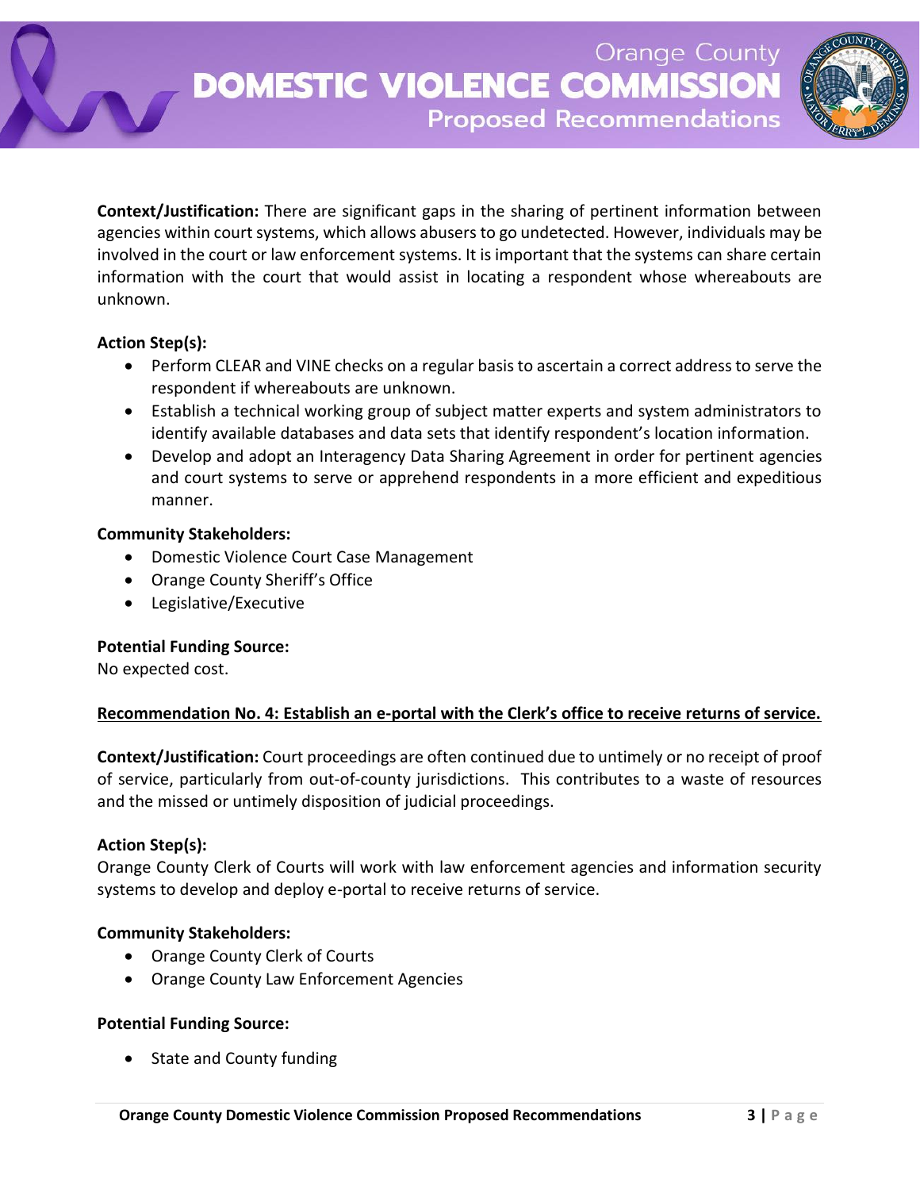**Context/Justification:** There are significant gaps in the sharing of pertinent information between agencies within court systems, which allows abusers to go undetected. However, individuals may be involved in the court or law enforcement systems. It is important that the systems can share certain information with the court that would assist in locating a respondent whose whereabouts are unknown.

**Action Step(s):**

- Perform CLEAR and VINE checks on a regular basis to ascertain a correct address to serve the respondent if whereabouts are unknown.
- Establish a technical working group of subject matter experts and system administrators to identify available databases and data sets that identify respondent's location information.
- Develop and adopt an Interagency Data Sharing Agreement in order for pertinent agencies and court systems to serve or apprehend respondents in a more efficient and expeditious manner.

**Community Stakeholders:**

- Domestic Violence Court Case Management
- Orange County Sheriff's Office
- Legislative/Executive

**Potential Funding Source:**
No expected cost.

**Recommendation No. 4: Establish an e-portal with the Clerk's office to receive returns of service.**

**Context/Justification:** Court proceedings are often continued due to untimely or no receipt of proof of service, particularly from out-of-county jurisdictions. This contributes to a waste of resources and the missed or untimely disposition of judicial proceedings.

**Action Step(s):**
Orange County Clerk of Courts will work with law enforcement agencies and information security systems to develop and deploy e-portal to receive returns of service.

**Community Stakeholders:**

- Orange County Clerk of Courts
- Orange County Law Enforcement Agencies

**Potential Funding Source:**

- State and County funding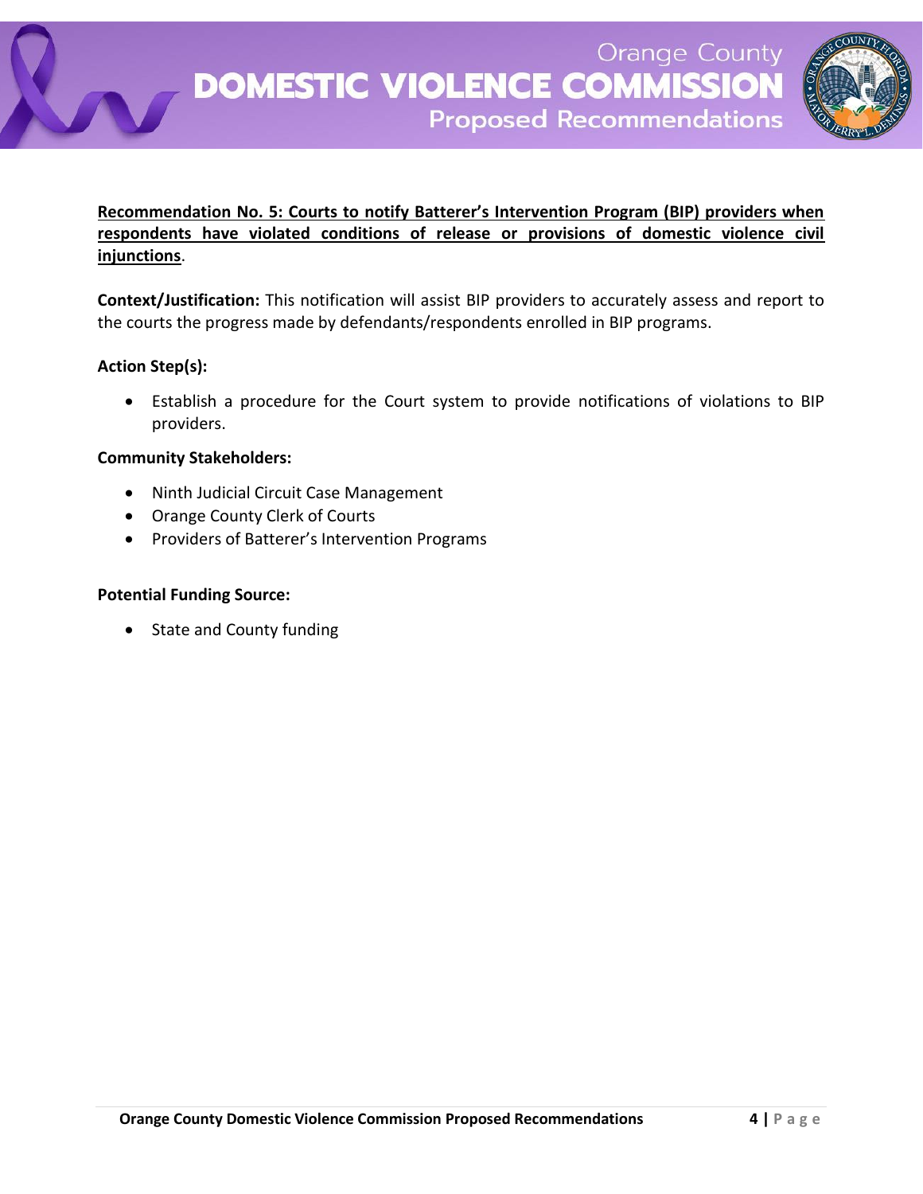**Recommendation No. 5: Courts to notify Batterer's Intervention Program (BIP) providers when respondents have violated conditions of release or provisions of domestic violence civil injunctions**.

**Context/Justification:** This notification will assist BIP providers to accurately assess and report to the courts the progress made by defendants/respondents enrolled in BIP programs.

**Action Step(s):**

- Establish a procedure for the Court system to provide notifications of violations to BIP providers.

**Community Stakeholders:**

- Ninth Judicial Circuit Case Management
- Orange County Clerk of Courts
- Providers of Batterer's Intervention Programs

**Potential Funding Source:**

- State and County funding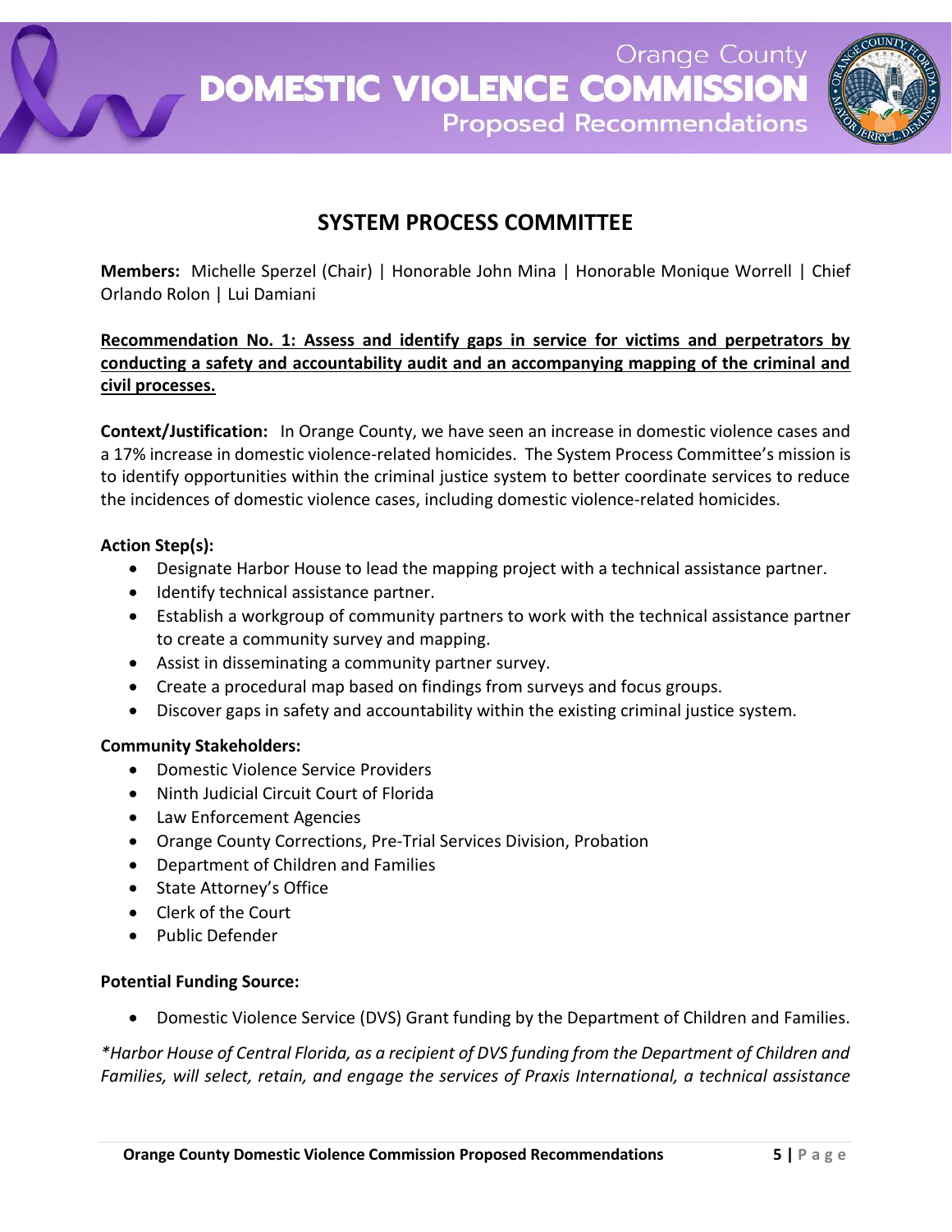## SYSTEM PROCESS COMMITTEE

**Members:** Michelle Sperzel (Chair) | Honorable John Mina | Honorable Monique Worrell | Chief Orlando Rolon | Lui Damiani

**Recommendation No. 1: Assess and identify gaps in service for victims and perpetrators by conducting a safety and accountability audit and an accompanying mapping of the criminal and civil processes.**

**Context/Justification:** In Orange County, we have seen an increase in domestic violence cases and a 17% increase in domestic violence-related homicides. The System Process Committee's mission is to identify opportunities within the criminal justice system to better coordinate services to reduce the incidences of domestic violence cases, including domestic violence-related homicides.

**Action Step(s):**

- Designate Harbor House to lead the mapping project with a technical assistance partner.
- Identify technical assistance partner.
- Establish a workgroup of community partners to work with the technical assistance partner to create a community survey and mapping.
- Assist in disseminating a community partner survey.
- Create a procedural map based on findings from surveys and focus groups.
- Discover gaps in safety and accountability within the existing criminal justice system.

**Community Stakeholders:**

- Domestic Violence Service Providers
- Ninth Judicial Circuit Court of Florida
- Law Enforcement Agencies
- Orange County Corrections, Pre-Trial Services Division, Probation
- Department of Children and Families
- State Attorney's Office
- Clerk of the Court
- Public Defender

**Potential Funding Source:**

- Domestic Violence Service (DVS) Grant funding by the Department of Children and Families.

*\*Harbor House of Central Florida, as a recipient of DVS funding from the Department of Children and Families, will select, retain, and engage the services of Praxis International, a technical assistance*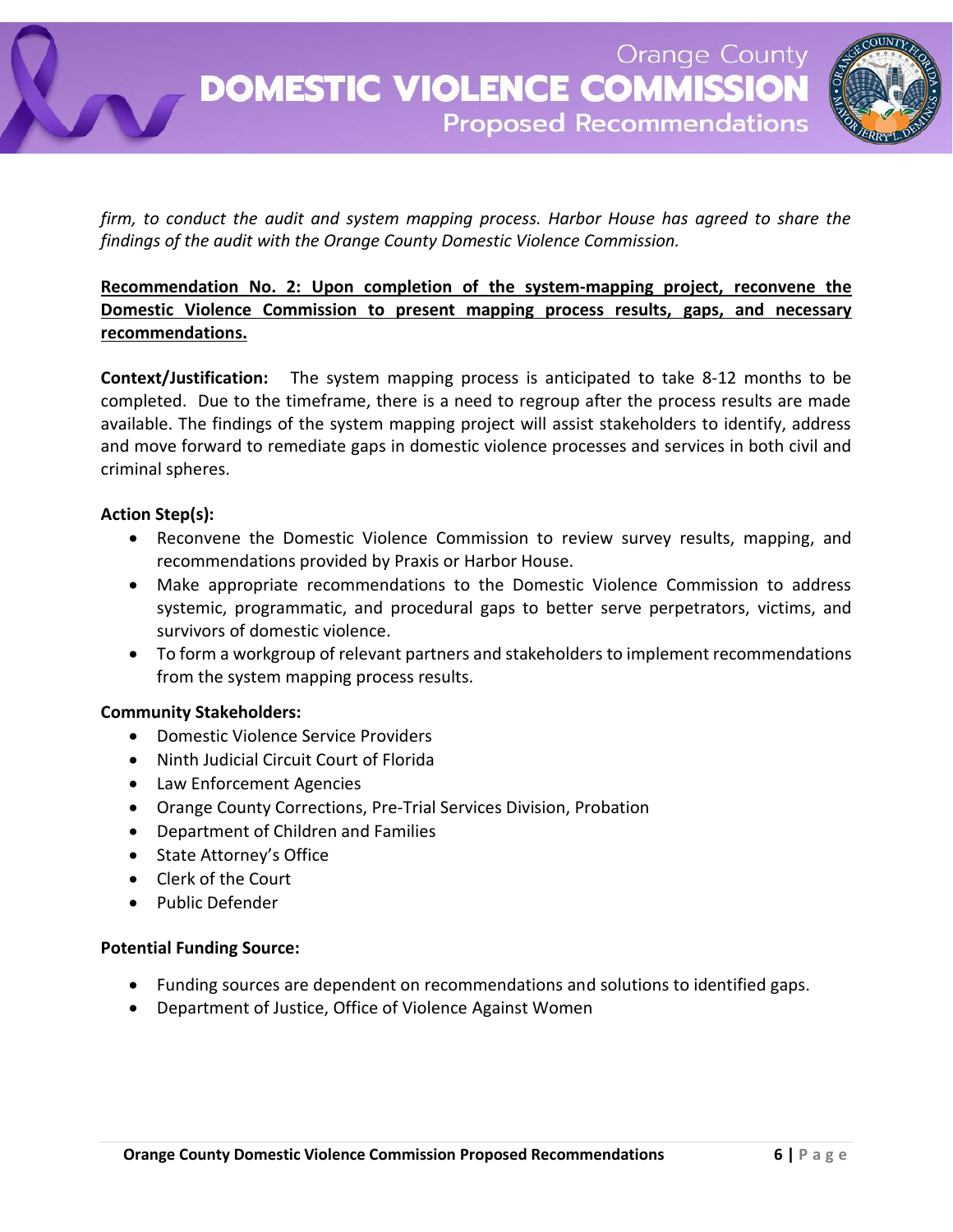*firm, to conduct the audit and system mapping process. Harbor House has agreed to share the findings of the audit with the Orange County Domestic Violence Commission.*

**Recommendation No. 2: Upon completion of the system-mapping project, reconvene the Domestic Violence Commission to present mapping process results, gaps, and necessary recommendations.**

**Context/Justification:** The system mapping process is anticipated to take 8-12 months to be completed. Due to the timeframe, there is a need to regroup after the process results are made available. The findings of the system mapping project will assist stakeholders to identify, address and move forward to remediate gaps in domestic violence processes and services in both civil and criminal spheres.

**Action Step(s):**

- Reconvene the Domestic Violence Commission to review survey results, mapping, and recommendations provided by Praxis or Harbor House.
- Make appropriate recommendations to the Domestic Violence Commission to address systemic, programmatic, and procedural gaps to better serve perpetrators, victims, and survivors of domestic violence.
- To form a workgroup of relevant partners and stakeholders to implement recommendations from the system mapping process results.

**Community Stakeholders:**

- Domestic Violence Service Providers
- Ninth Judicial Circuit Court of Florida
- Law Enforcement Agencies
- Orange County Corrections, Pre-Trial Services Division, Probation
- Department of Children and Families
- State Attorney's Office
- Clerk of the Court
- Public Defender

**Potential Funding Source:**

- Funding sources are dependent on recommendations and solutions to identified gaps.
- Department of Justice, Office of Violence Against Women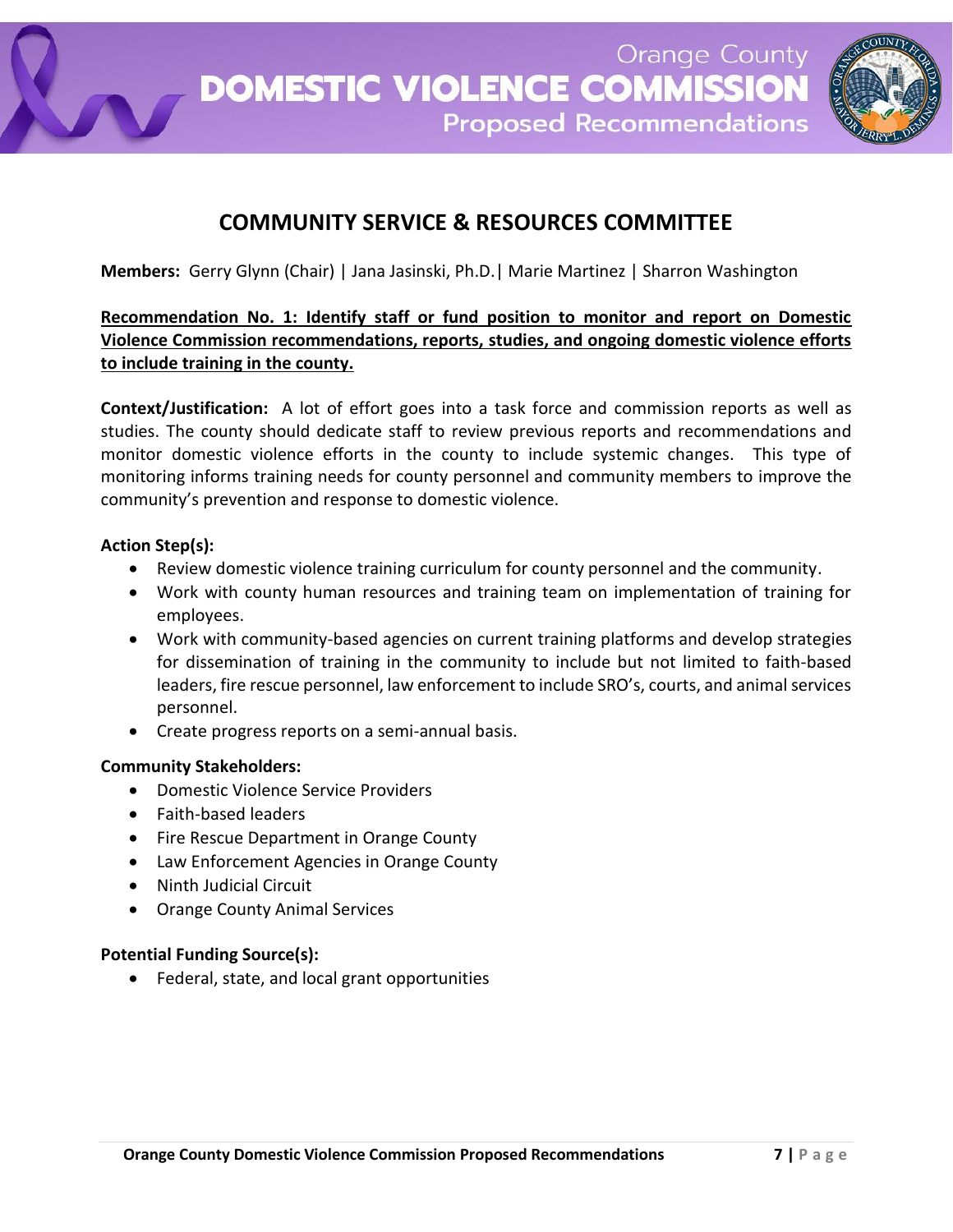## COMMUNITY SERVICE & RESOURCES COMMITTEE

**Members:** Gerry Glynn (Chair) | Jana Jasinski, Ph.D.| Marie Martinez | Sharron Washington

**Recommendation No. 1: Identify staff or fund position to monitor and report on Domestic Violence Commission recommendations, reports, studies, and ongoing domestic violence efforts to include training in the county.**

**Context/Justification:** A lot of effort goes into a task force and commission reports as well as studies. The county should dedicate staff to review previous reports and recommendations and monitor domestic violence efforts in the county to include systemic changes. This type of monitoring informs training needs for county personnel and community members to improve the community's prevention and response to domestic violence.

**Action Step(s):**

- Review domestic violence training curriculum for county personnel and the community.
- Work with county human resources and training team on implementation of training for employees.
- Work with community-based agencies on current training platforms and develop strategies for dissemination of training in the community to include but not limited to faith-based leaders, fire rescue personnel, law enforcement to include SRO's, courts, and animal services personnel.
- Create progress reports on a semi-annual basis.

**Community Stakeholders:**

- Domestic Violence Service Providers
- Faith-based leaders
- Fire Rescue Department in Orange County
- Law Enforcement Agencies in Orange County
- Ninth Judicial Circuit
- Orange County Animal Services

**Potential Funding Source(s):**

- Federal, state, and local grant opportunities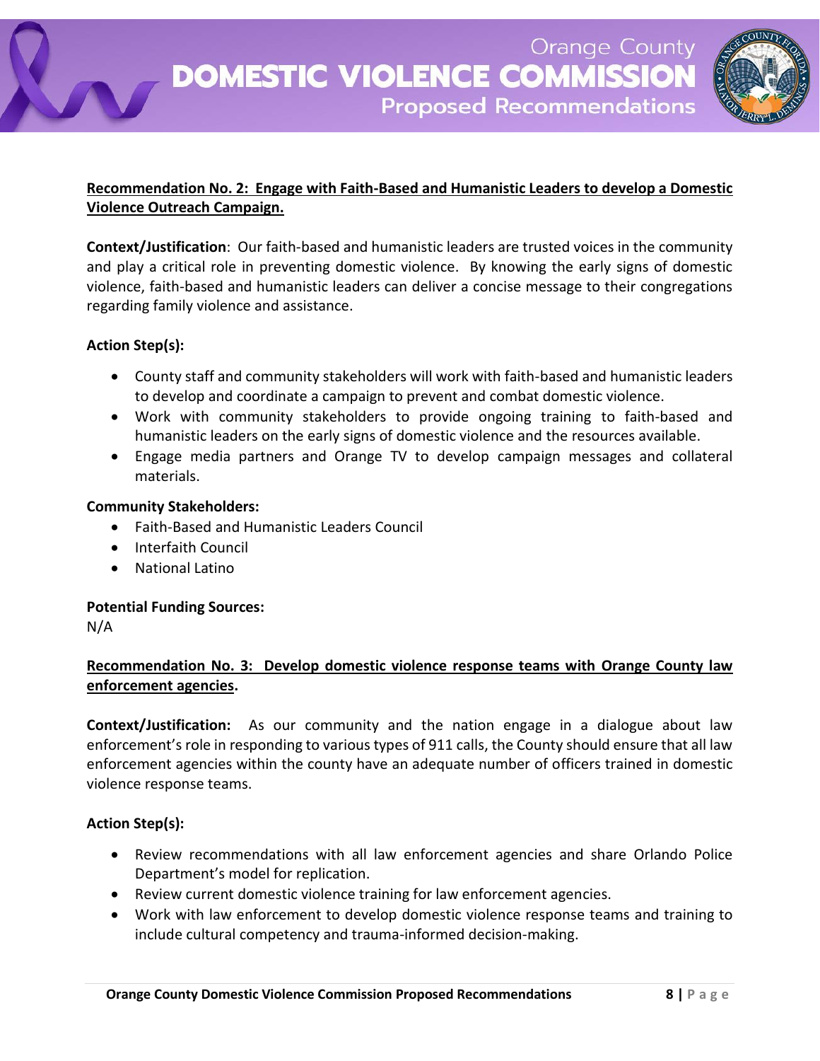**Recommendation No. 2: Engage with Faith-Based and Humanistic Leaders to develop a Domestic Violence Outreach Campaign.**

**Context/Justification**: Our faith-based and humanistic leaders are trusted voices in the community and play a critical role in preventing domestic violence. By knowing the early signs of domestic violence, faith-based and humanistic leaders can deliver a concise message to their congregations regarding family violence and assistance.

**Action Step(s):**

- County staff and community stakeholders will work with faith-based and humanistic leaders to develop and coordinate a campaign to prevent and combat domestic violence.
- Work with community stakeholders to provide ongoing training to faith-based and humanistic leaders on the early signs of domestic violence and the resources available.
- Engage media partners and Orange TV to develop campaign messages and collateral materials.

**Community Stakeholders:**

- Faith-Based and Humanistic Leaders Council
- Interfaith Council
- National Latino

**Potential Funding Sources:**

N/A

**Recommendation No. 3: Develop domestic violence response teams with Orange County law enforcement agencies.**

**Context/Justification:** As our community and the nation engage in a dialogue about law enforcement's role in responding to various types of 911 calls, the County should ensure that all law enforcement agencies within the county have an adequate number of officers trained in domestic violence response teams.

**Action Step(s):**

- Review recommendations with all law enforcement agencies and share Orlando Police Department's model for replication.
- Review current domestic violence training for law enforcement agencies.
- Work with law enforcement to develop domestic violence response teams and training to include cultural competency and trauma-informed decision-making.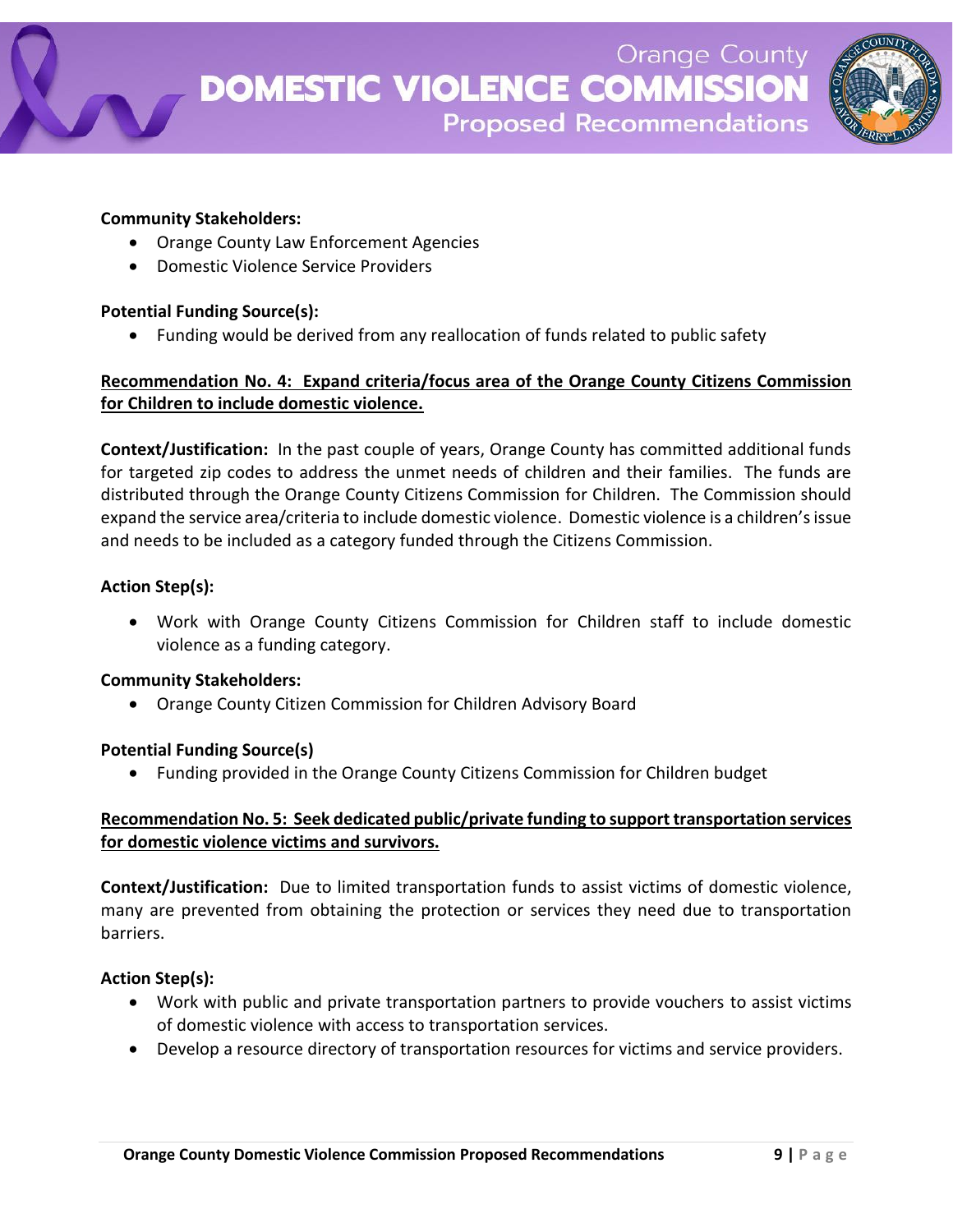**Community Stakeholders:**

- Orange County Law Enforcement Agencies
- Domestic Violence Service Providers

**Potential Funding Source(s):**

- Funding would be derived from any reallocation of funds related to public safety

**Recommendation No. 4: Expand criteria/focus area of the Orange County Citizens Commission for Children to include domestic violence.**

**Context/Justification:** In the past couple of years, Orange County has committed additional funds for targeted zip codes to address the unmet needs of children and their families. The funds are distributed through the Orange County Citizens Commission for Children. The Commission should expand the service area/criteria to include domestic violence. Domestic violence is a children's issue and needs to be included as a category funded through the Citizens Commission.

**Action Step(s):**

- Work with Orange County Citizens Commission for Children staff to include domestic violence as a funding category.

**Community Stakeholders:**

- Orange County Citizen Commission for Children Advisory Board

**Potential Funding Source(s)**

- Funding provided in the Orange County Citizens Commission for Children budget

**Recommendation No. 5: Seek dedicated public/private funding to support transportation services for domestic violence victims and survivors.**

**Context/Justification:** Due to limited transportation funds to assist victims of domestic violence, many are prevented from obtaining the protection or services they need due to transportation barriers.

**Action Step(s):**

- Work with public and private transportation partners to provide vouchers to assist victims of domestic violence with access to transportation services.
- Develop a resource directory of transportation resources for victims and service providers.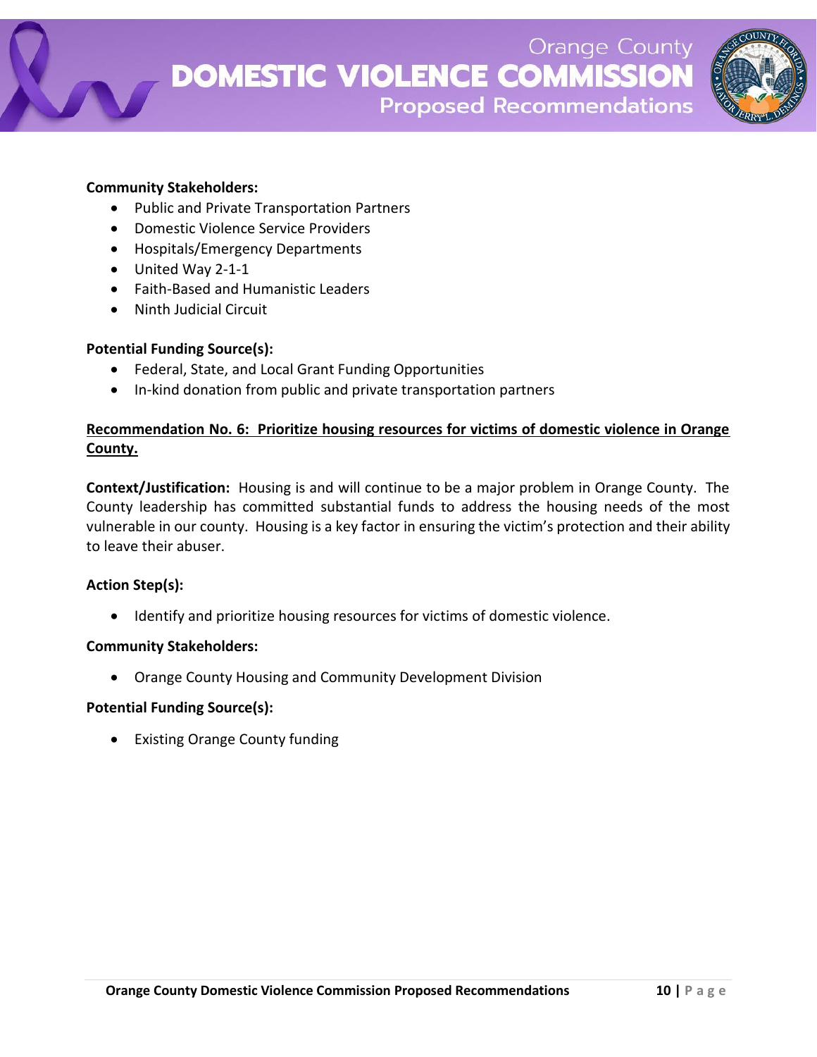**Community Stakeholders:**

- Public and Private Transportation Partners
- Domestic Violence Service Providers
- Hospitals/Emergency Departments
- United Way 2-1-1
- Faith-Based and Humanistic Leaders
- Ninth Judicial Circuit

**Potential Funding Source(s):**

- Federal, State, and Local Grant Funding Opportunities
- In-kind donation from public and private transportation partners

**Recommendation No. 6: Prioritize housing resources for victims of domestic violence in Orange County.**

**Context/Justification:** Housing is and will continue to be a major problem in Orange County. The County leadership has committed substantial funds to address the housing needs of the most vulnerable in our county. Housing is a key factor in ensuring the victim's protection and their ability to leave their abuser.

**Action Step(s):**

- Identify and prioritize housing resources for victims of domestic violence.

**Community Stakeholders:**

- Orange County Housing and Community Development Division

**Potential Funding Source(s):**

- Existing Orange County funding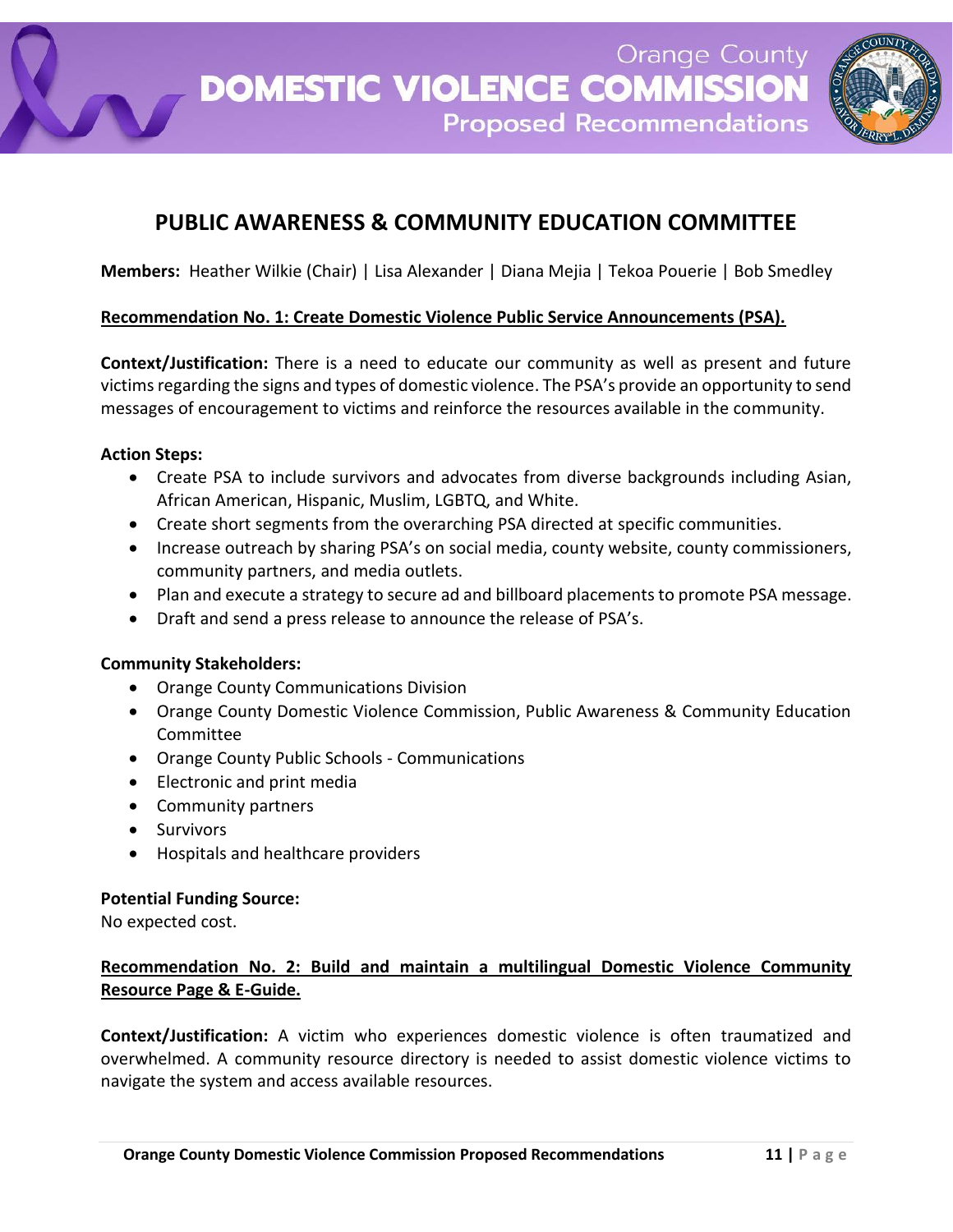## PUBLIC AWARENESS & COMMUNITY EDUCATION COMMITTEE

**Members:** Heather Wilkie (Chair) | Lisa Alexander | Diana Mejia | Tekoa Pouerie | Bob Smedley

**Recommendation No. 1: Create Domestic Violence Public Service Announcements (PSA).**

**Context/Justification:** There is a need to educate our community as well as present and future victims regarding the signs and types of domestic violence. The PSA's provide an opportunity to send messages of encouragement to victims and reinforce the resources available in the community.

**Action Steps:**

- Create PSA to include survivors and advocates from diverse backgrounds including Asian, African American, Hispanic, Muslim, LGBTQ, and White.
- Create short segments from the overarching PSA directed at specific communities.
- Increase outreach by sharing PSA's on social media, county website, county commissioners, community partners, and media outlets.
- Plan and execute a strategy to secure ad and billboard placements to promote PSA message.
- Draft and send a press release to announce the release of PSA's.

**Community Stakeholders:**

- Orange County Communications Division
- Orange County Domestic Violence Commission, Public Awareness & Community Education Committee
- Orange County Public Schools - Communications
- Electronic and print media
- Community partners
- Survivors
- Hospitals and healthcare providers

**Potential Funding Source:**
No expected cost.

**Recommendation No. 2: Build and maintain a multilingual Domestic Violence Community Resource Page & E-Guide.**

**Context/Justification:** A victim who experiences domestic violence is often traumatized and overwhelmed. A community resource directory is needed to assist domestic violence victims to navigate the system and access available resources.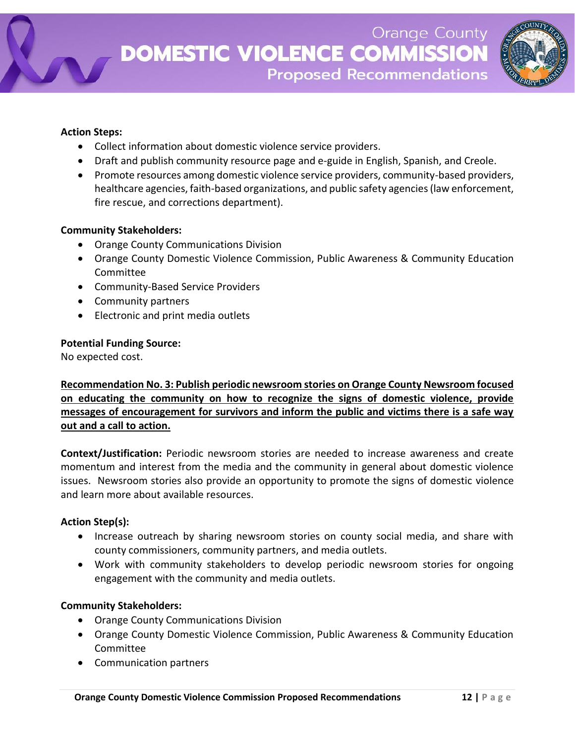**Action Steps:**

- Collect information about domestic violence service providers.
- Draft and publish community resource page and e-guide in English, Spanish, and Creole.
- Promote resources among domestic violence service providers, community-based providers, healthcare agencies, faith-based organizations, and public safety agencies (law enforcement, fire rescue, and corrections department).

**Community Stakeholders:**

- Orange County Communications Division
- Orange County Domestic Violence Commission, Public Awareness & Community Education Committee
- Community-Based Service Providers
- Community partners
- Electronic and print media outlets

**Potential Funding Source:**

No expected cost.

**Recommendation No. 3: Publish periodic newsroom stories on Orange County Newsroom focused on educating the community on how to recognize the signs of domestic violence, provide messages of encouragement for survivors and inform the public and victims there is a safe way out and a call to action.**

**Context/Justification:** Periodic newsroom stories are needed to increase awareness and create momentum and interest from the media and the community in general about domestic violence issues. Newsroom stories also provide an opportunity to promote the signs of domestic violence and learn more about available resources.

**Action Step(s):**

- Increase outreach by sharing newsroom stories on county social media, and share with county commissioners, community partners, and media outlets.
- Work with community stakeholders to develop periodic newsroom stories for ongoing engagement with the community and media outlets.

**Community Stakeholders:**

- Orange County Communications Division
- Orange County Domestic Violence Commission, Public Awareness & Community Education Committee
- Communication partners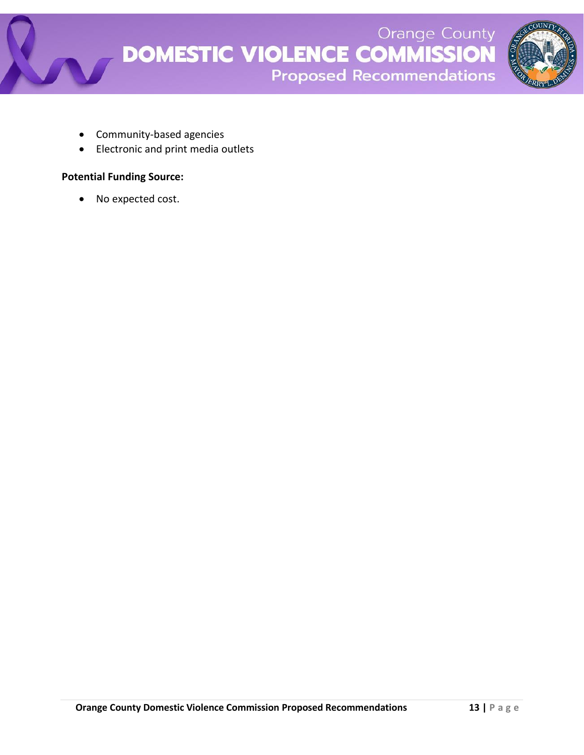- Community-based agencies
- Electronic and print media outlets

**Potential Funding Source:**

- No expected cost.